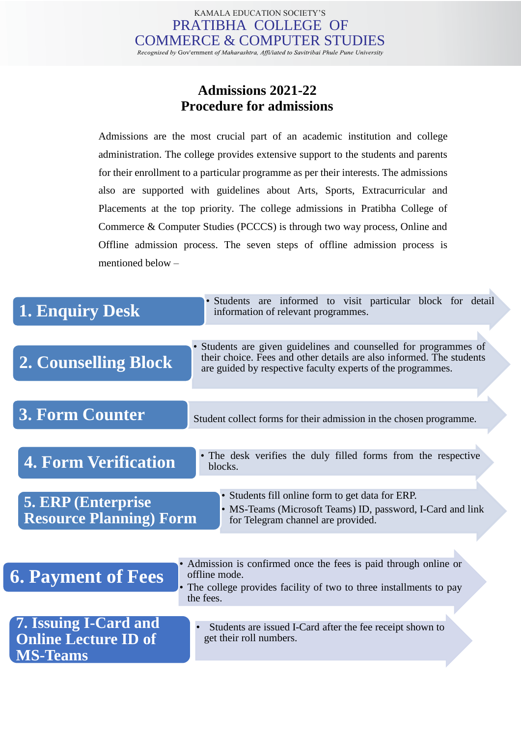KAMALA EDUCATION SOCIETY'S

# PRATIBHA COLLEGE OF COMMERCE & COMPUTER STUDIES

*Recognised by Gov'ernment of Maharashtra, Affiliated to Savitribai Phule Pune University*

## Admissions 2021-22
## Procedure for admissions

Admissions are the most crucial part of an academic institution and college administration. The college provides extensive support to the students and parents for their enrollment to a particular programme as per their interests. The admissions also are supported with guidelines about Arts, Sports, Extracurricular and Placements at the top priority. The college admissions in Pratibha College of Commerce & Computer Studies (PCCCS) is through two way process, Online and Offline admission process. The seven steps of offline admission process is mentioned below –

### 1. Enquiry Desk

- Students are informed to visit particular block for detail information of relevant programmes.

### 2. Counselling Block

- Students are given guidelines and counselled for programmes of their choice. Fees and other details are also informed. The students are guided by respective faculty experts of the programmes.

### 3. Form Counter

Student collect forms for their admission in the chosen programme.

### 4. Form Verification

- The desk verifies the duly filled forms from the respective blocks.

### 5. ERP (Enterprise Resource Planning) Form

- Students fill online form to get data for ERP.
- MS-Teams (Microsoft Teams) ID, password, I-Card and link for Telegram channel are provided.

### 6. Payment of Fees

- Admission is confirmed once the fees is paid through online or offline mode.
- The college provides facility of two to three installments to pay the fees.

### 7. Issuing I-Card and Online Lecture ID of MS-Teams

- Students are issued I-Card after the fee receipt shown to get their roll numbers.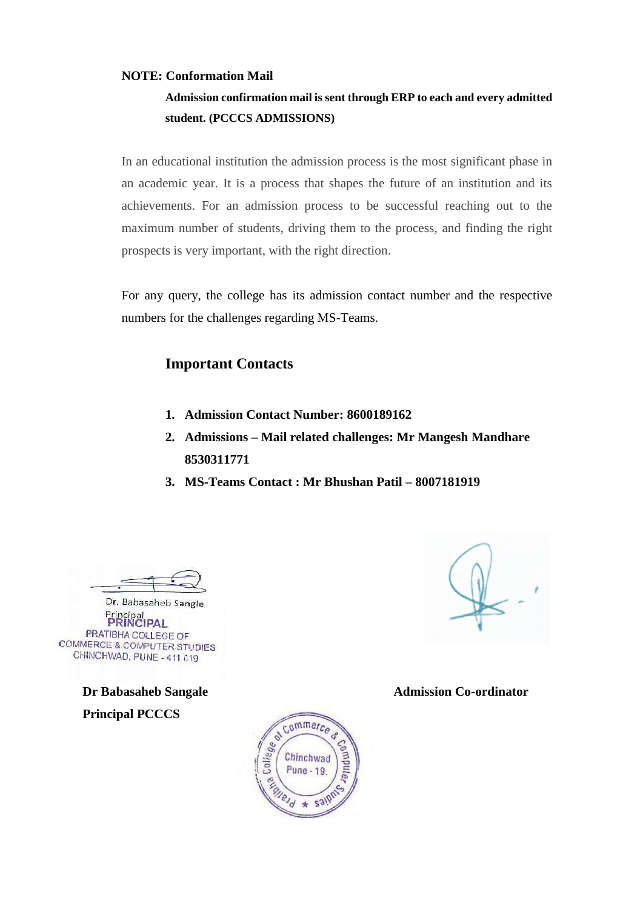**NOTE: Conformation Mail**

**Admission confirmation mail is sent through ERP to each and every admitted student. (PCCCS ADMISSIONS)**

In an educational institution the admission process is the most significant phase in an academic year. It is a process that shapes the future of an institution and its achievements. For an admission process to be successful reaching out to the maximum number of students, driving them to the process, and finding the right prospects is very important, with the right direction.

For any query, the college has its admission contact number and the respective numbers for the challenges regarding MS-Teams.

## Important Contacts

1. **Admission Contact Number: 8600189162**
2. **Admissions – Mail related challenges: Mr Mangesh Mandhare 8530311771**
3. **MS-Teams Contact : Mr Bhushan Patil – 8007181919**

Dr. Babasaheb Sangle
Principal
PRINCIPAL
PRATIBHA COLLEGE OF
COMMERCE & COMPUTER STUDIES
CHINCHWAD, PUNE - 411 019

**Dr Babasaheb Sangale**
**Principal PCCCS**

**Admission Co-ordinator**

Pratibha College of Commerce & Computer Studies
Chinchwad
Pune - 19.